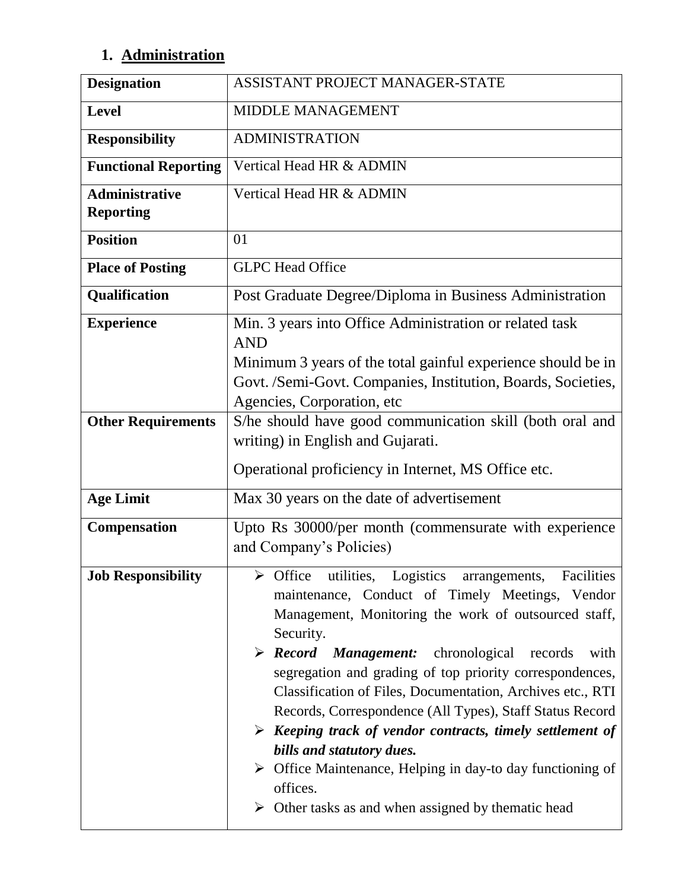## 1. Administration

| Designation | ASSISTANT PROJECT MANAGER-STATE |
|---|---|
| **Level** | MIDDLE MANAGEMENT |
| **Responsibility** | ADMINISTRATION |
| **Functional Reporting** | Vertical Head HR & ADMIN |
| **Administrative Reporting** | Vertical Head HR & ADMIN |
| **Position** | 01 |
| **Place of Posting** | GLPC Head Office |
| **Qualification** | Post Graduate Degree/Diploma in Business Administration |
| **Experience** | Min. 3 years into Office Administration or related task<br>AND<br>Minimum 3 years of the total gainful experience should be in Govt. /Semi-Govt. Companies, Institution, Boards, Societies, Agencies, Corporation, etc |
| **Other Requirements** | S/he should have good communication skill (both oral and writing) in English and Gujarati.<br><br>Operational proficiency in Internet, MS Office etc. |
| **Age Limit** | Max 30 years on the date of advertisement |
| **Compensation** | Upto Rs 30000/per month (commensurate with experience and Company's Policies) |
| **Job Responsibility** | ➢ Office utilities, Logistics arrangements, Facilities maintenance, Conduct of Timely Meetings, Vendor Management, Monitoring the work of outsourced staff, Security.<br>➢ ***Record Management:*** chronological records with segregation and grading of top priority correspondences, Classification of Files, Documentation, Archives etc., RTI Records, Correspondence (All Types), Staff Status Record<br>➢ ***Keeping track of vendor contracts, timely settlement of bills and statutory dues.***<br>➢ Office Maintenance, Helping in day-to day functioning of offices.<br>➢ Other tasks as and when assigned by thematic head |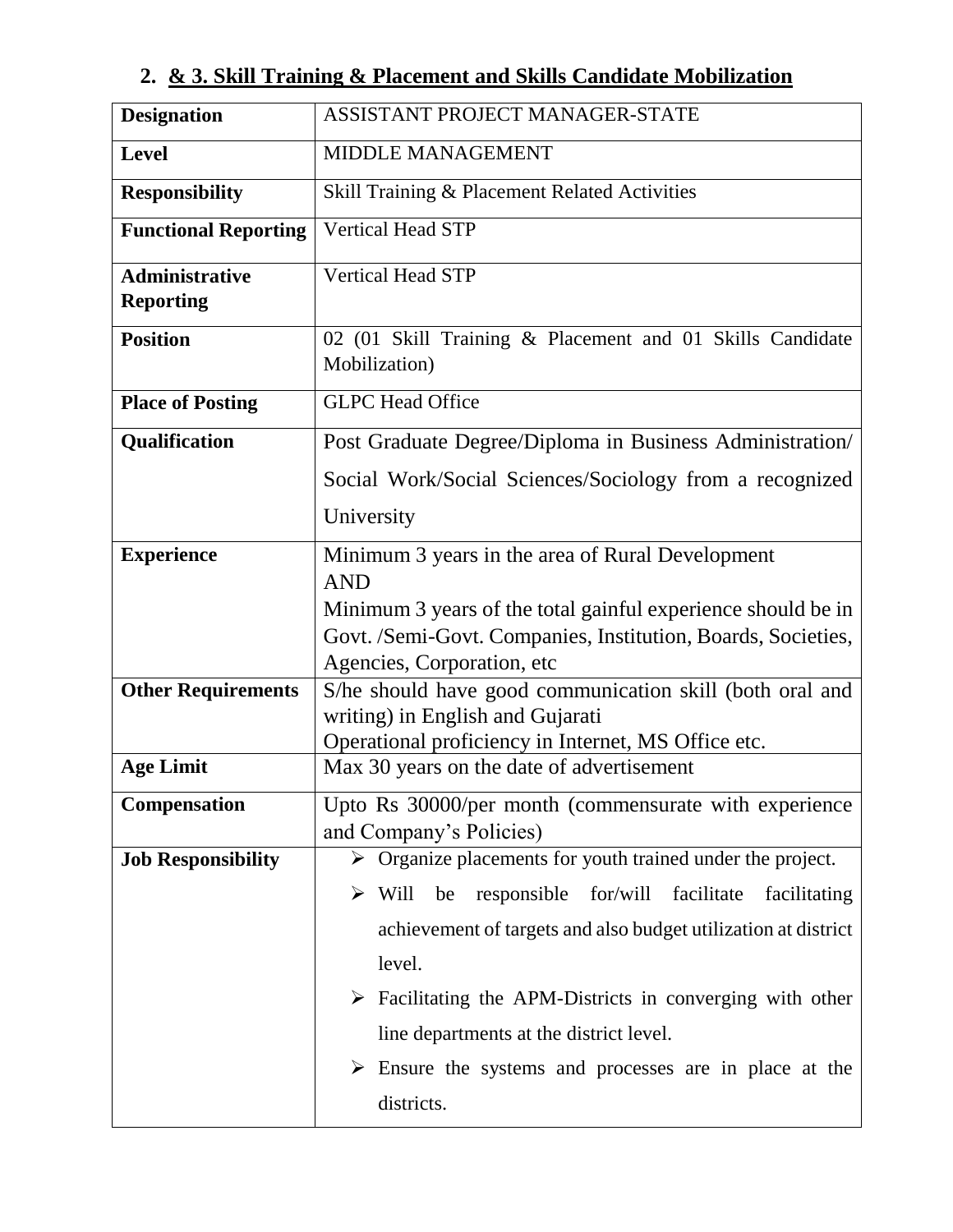## 2. & 3. Skill Training & Placement and Skills Candidate Mobilization

| **Designation** | ASSISTANT PROJECT MANAGER-STATE |
|---|---|
| **Level** | MIDDLE MANAGEMENT |
| **Responsibility** | Skill Training & Placement Related Activities |
| **Functional Reporting** | Vertical Head STP |
| **Administrative Reporting** | Vertical Head STP |
| **Position** | 02 (01 Skill Training & Placement and 01 Skills Candidate Mobilization) |
| **Place of Posting** | GLPC Head Office |
| **Qualification** | Post Graduate Degree/Diploma in Business Administration/ Social Work/Social Sciences/Sociology from a recognized University |
| **Experience** | Minimum 3 years in the area of Rural Development<br>AND<br>Minimum 3 years of the total gainful experience should be in Govt. /Semi-Govt. Companies, Institution, Boards, Societies, Agencies, Corporation, etc |
| **Other Requirements** | S/he should have good communication skill (both oral and writing) in English and Gujarati<br>Operational proficiency in Internet, MS Office etc. |
| **Age Limit** | Max 30 years on the date of advertisement |
| **Compensation** | Upto Rs 30000/per month (commensurate with experience and Company's Policies) |
| **Job Responsibility** | ➢ Organize placements for youth trained under the project.<br>➢ Will be responsible for/will facilitate facilitating achievement of targets and also budget utilization at district level.<br>➢ Facilitating the APM-Districts in converging with other line departments at the district level.<br>➢ Ensure the systems and processes are in place at the districts. |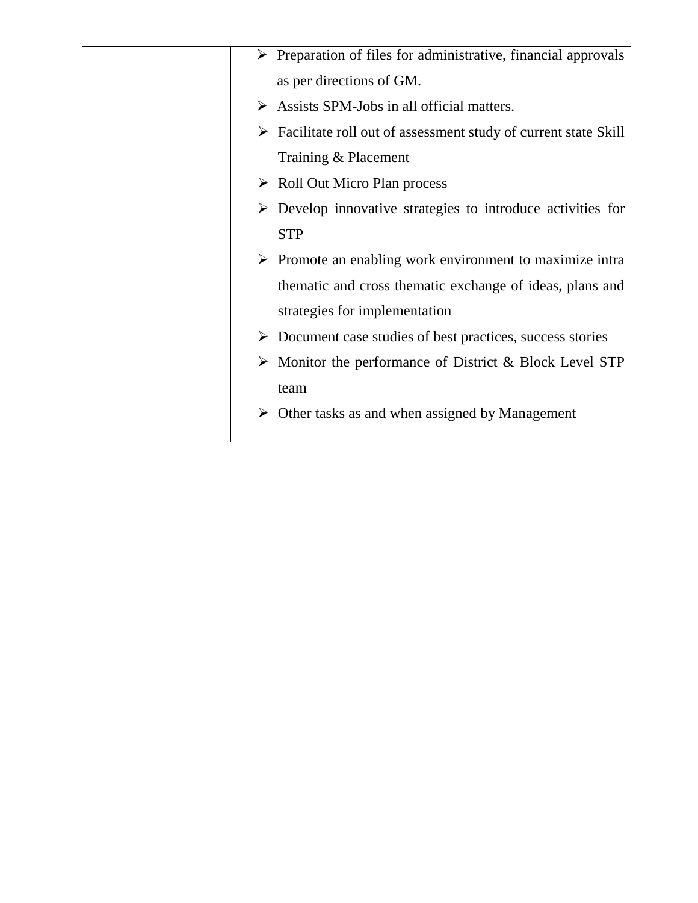| | |
|---|---|
| | ➢ Preparation of files for administrative, financial approvals as per directions of GM.<br>➢ Assists SPM-Jobs in all official matters.<br>➢ Facilitate roll out of assessment study of current state Skill Training & Placement<br>➢ Roll Out Micro Plan process<br>➢ Develop innovative strategies to introduce activities for STP<br>➢ Promote an enabling work environment to maximize intra thematic and cross thematic exchange of ideas, plans and strategies for implementation<br>➢ Document case studies of best practices, success stories<br>➢ Monitor the performance of District & Block Level STP team<br>➢ Other tasks as and when assigned by Management |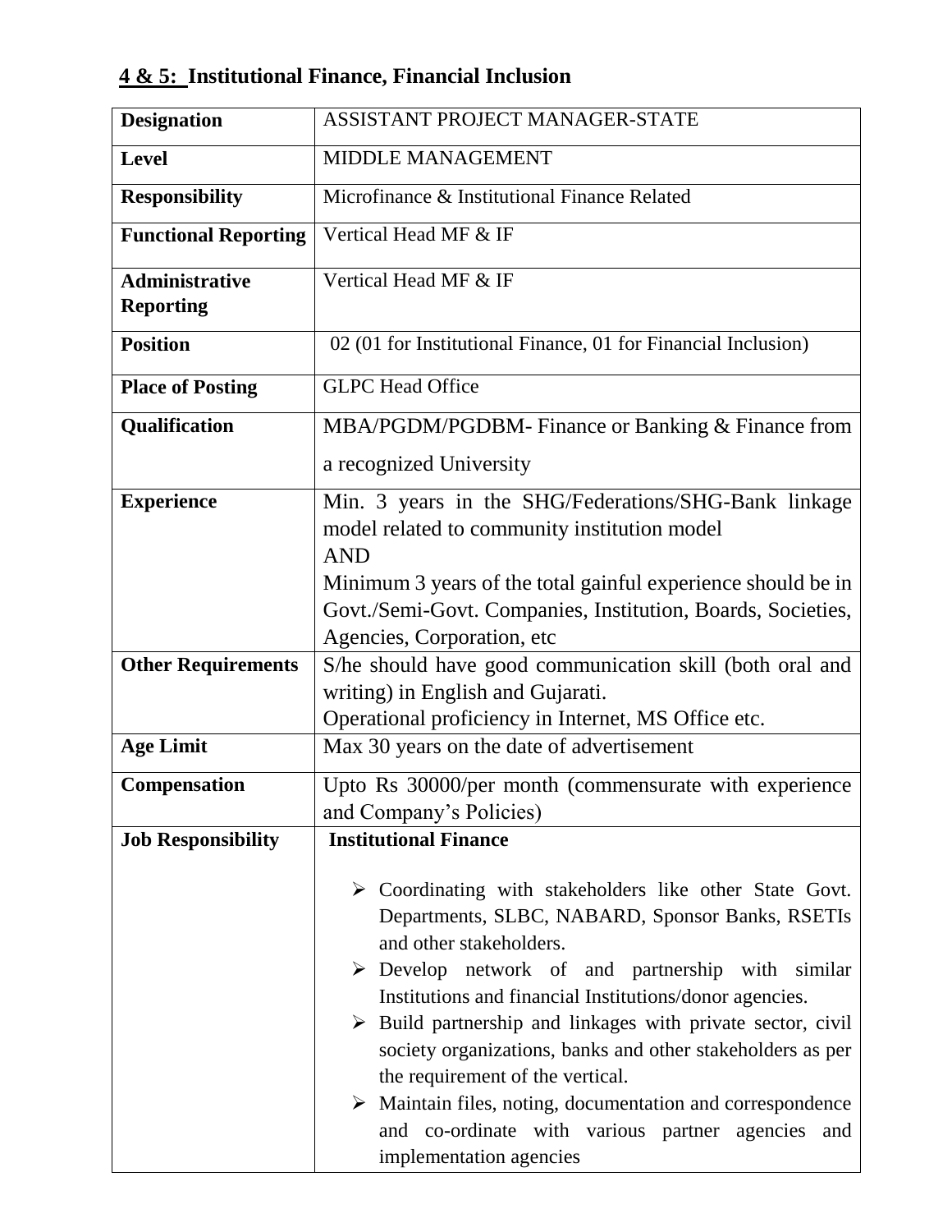## 4 & 5: Institutional Finance, Financial Inclusion

| **Designation** | ASSISTANT PROJECT MANAGER-STATE |
|---|---|
| **Level** | MIDDLE MANAGEMENT |
| **Responsibility** | Microfinance & Institutional Finance Related |
| **Functional Reporting** | Vertical Head MF & IF |
| **Administrative Reporting** | Vertical Head MF & IF |
| **Position** | 02 (01 for Institutional Finance, 01 for Financial Inclusion) |
| **Place of Posting** | GLPC Head Office |
| **Qualification** | MBA/PGDM/PGDBM- Finance or Banking & Finance from a recognized University |
| **Experience** | Min. 3 years in the SHG/Federations/SHG-Bank linkage model related to community institution model<br>AND<br>Minimum 3 years of the total gainful experience should be in Govt./Semi-Govt. Companies, Institution, Boards, Societies, Agencies, Corporation, etc |
| **Other Requirements** | S/he should have good communication skill (both oral and writing) in English and Gujarati.<br>Operational proficiency in Internet, MS Office etc. |
| **Age Limit** | Max 30 years on the date of advertisement |
| **Compensation** | Upto Rs 30000/per month (commensurate with experience and Company's Policies) |
| **Job Responsibility** | **Institutional Finance**<br>➢ Coordinating with stakeholders like other State Govt. Departments, SLBC, NABARD, Sponsor Banks, RSETIs and other stakeholders.<br>➢ Develop network of and partnership with similar Institutions and financial Institutions/donor agencies.<br>➢ Build partnership and linkages with private sector, civil society organizations, banks and other stakeholders as per the requirement of the vertical.<br>➢ Maintain files, noting, documentation and correspondence and co-ordinate with various partner agencies and implementation agencies |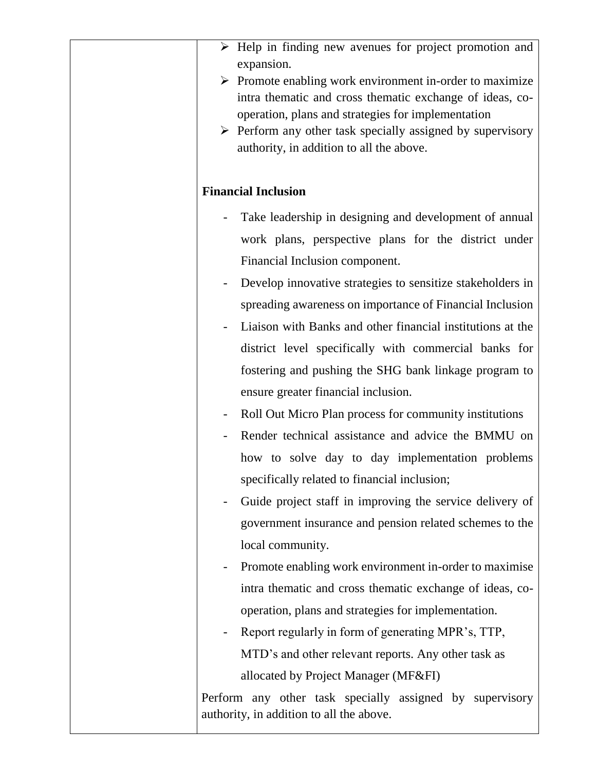| | ➢ Help in finding new avenues for project promotion and expansion.<br>➢ Promote enabling work environment in-order to maximize intra thematic and cross thematic exchange of ideas, co-operation, plans and strategies for implementation<br>➢ Perform any other task specially assigned by supervisory authority, in addition to all the above.<br><br>**Financial Inclusion**<br><br>- Take leadership in designing and development of annual work plans, perspective plans for the district under Financial Inclusion component.<br>- Develop innovative strategies to sensitize stakeholders in spreading awareness on importance of Financial Inclusion<br>- Liaison with Banks and other financial institutions at the district level specifically with commercial banks for fostering and pushing the SHG bank linkage program to ensure greater financial inclusion.<br>- Roll Out Micro Plan process for community institutions<br>- Render technical assistance and advice the BMMU on how to solve day to day implementation problems specifically related to financial inclusion;<br>- Guide project staff in improving the service delivery of government insurance and pension related schemes to the local community.<br>- Promote enabling work environment in-order to maximise intra thematic and cross thematic exchange of ideas, co-operation, plans and strategies for implementation.<br>- Report regularly in form of generating MPR's, TTP, MTD's and other relevant reports. Any other task as allocated by Project Manager (MF&FI)<br><br>Perform any other task specially assigned by supervisory authority, in addition to all the above. |
|---|---|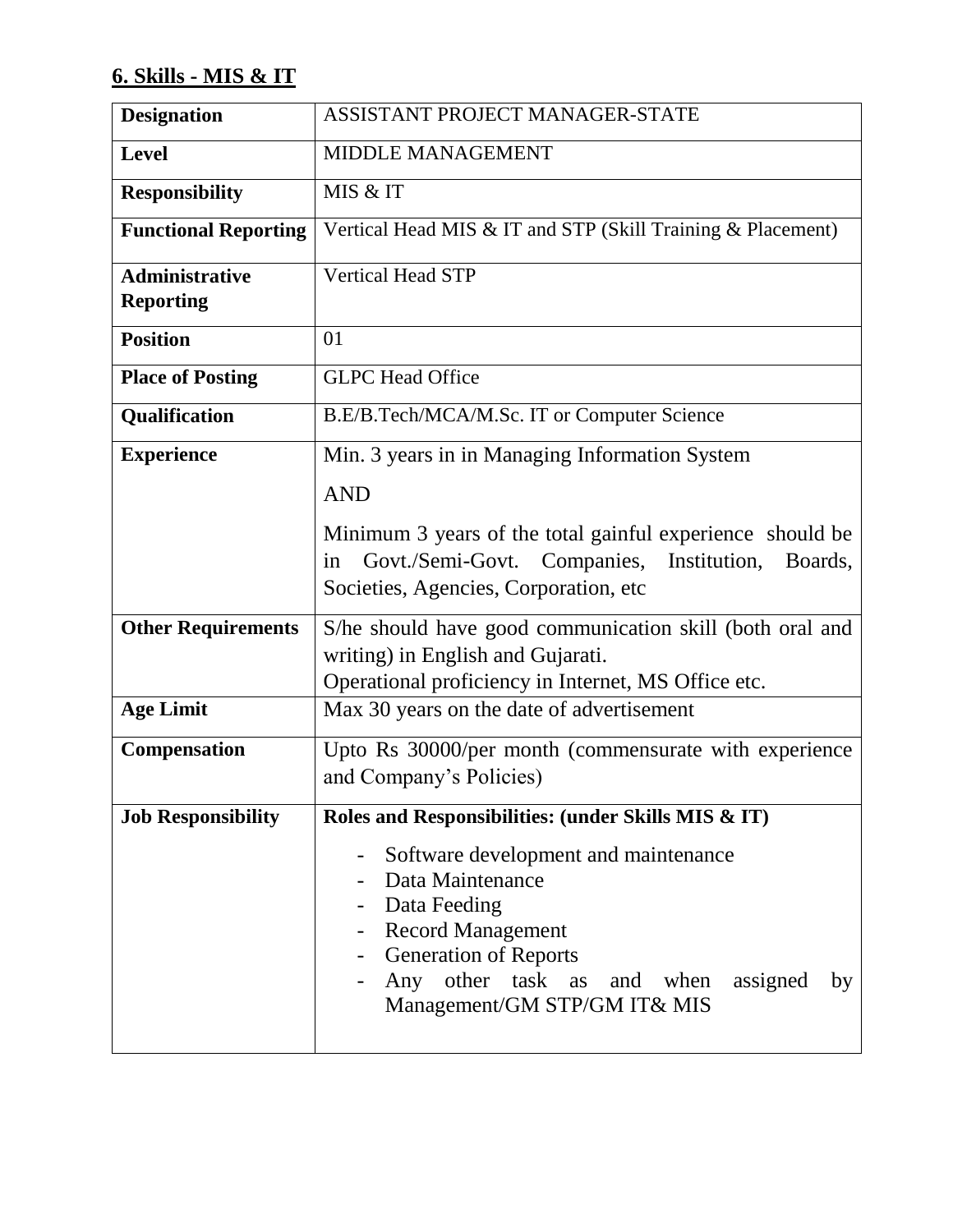## 6. Skills - MIS & IT

| | |
|---|---|
| **Designation** | ASSISTANT PROJECT MANAGER-STATE |
| **Level** | MIDDLE MANAGEMENT |
| **Responsibility** | MIS & IT |
| **Functional Reporting** | Vertical Head MIS & IT and STP (Skill Training & Placement) |
| **Administrative Reporting** | Vertical Head STP |
| **Position** | 01 |
| **Place of Posting** | GLPC Head Office |
| **Qualification** | B.E/B.Tech/MCA/M.Sc. IT or Computer Science |
| **Experience** | Min. 3 years in in Managing Information System<br><br>AND<br><br>Minimum 3 years of the total gainful experience should be in Govt./Semi-Govt. Companies, Institution, Boards, Societies, Agencies, Corporation, etc |
| **Other Requirements** | S/he should have good communication skill (both oral and writing) in English and Gujarati.<br>Operational proficiency in Internet, MS Office etc. |
| **Age Limit** | Max 30 years on the date of advertisement |
| **Compensation** | Upto Rs 30000/per month (commensurate with experience and Company's Policies) |
| **Job Responsibility** | **Roles and Responsibilities: (under Skills MIS & IT)**<br><br>- Software development and maintenance<br>- Data Maintenance<br>- Data Feeding<br>- Record Management<br>- Generation of Reports<br>- Any other task as and when assigned by Management/GM STP/GM IT& MIS |